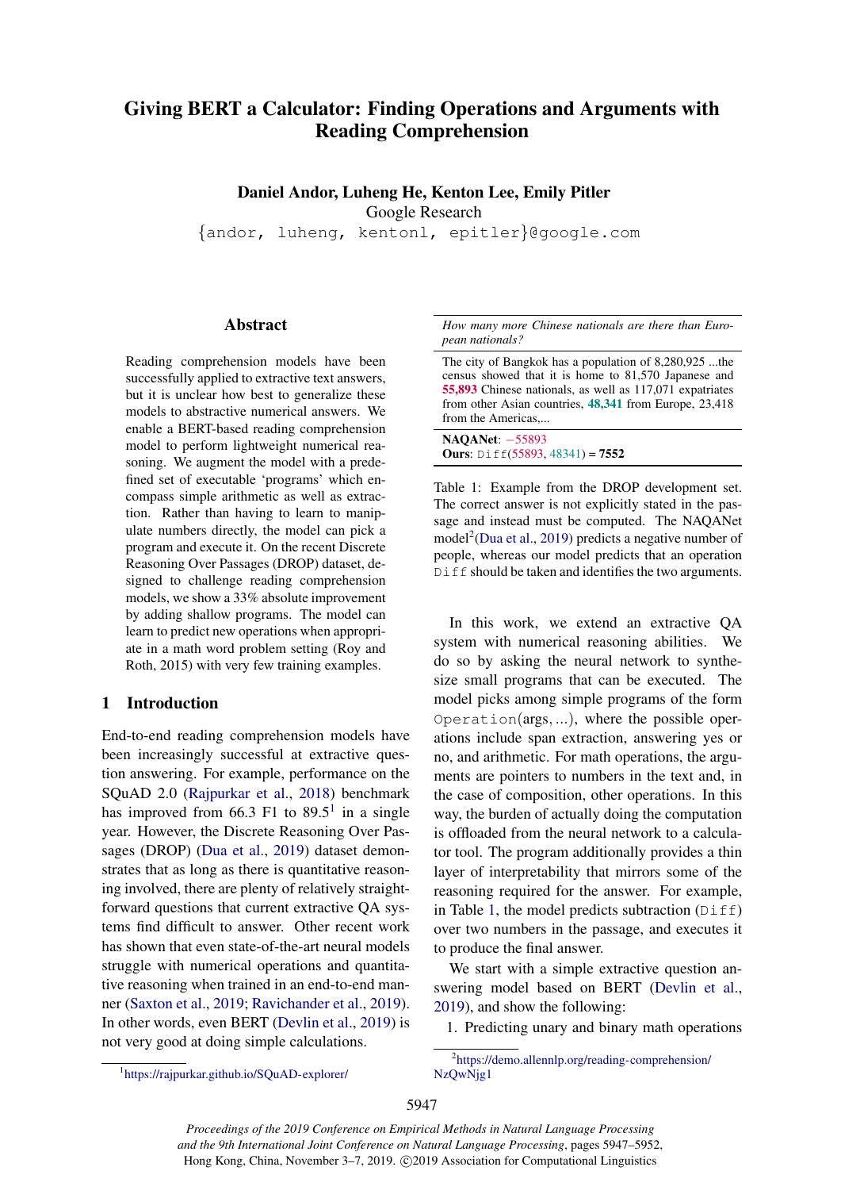# Giving BERT a Calculator: Finding Operations and Arguments with Reading Comprehension

**Daniel Andor, Luheng He, Kenton Lee, Emily Pitler**
Google Research
{andor, luheng, kentonl, epitler}@google.com

## Abstract

Reading comprehension models have been successfully applied to extractive text answers, but it is unclear how best to generalize these models to abstractive numerical answers. We enable a BERT-based reading comprehension model to perform lightweight numerical reasoning. We augment the model with a predefined set of executable 'programs' which encompass simple arithmetic as well as extraction. Rather than having to learn to manipulate numbers directly, the model can pick a program and execute it. On the recent Discrete Reasoning Over Passages (DROP) dataset, designed to challenge reading comprehension models, we show a 33% absolute improvement by adding shallow programs. The model can learn to predict new operations when appropriate in a math word problem setting (Roy and Roth, 2015) with very few training examples.

## 1 Introduction

End-to-end reading comprehension models have been increasingly successful at extractive question answering. For example, performance on the SQuAD 2.0 (Rajpurkar et al., 2018) benchmark has improved from 66.3 F1 to 89.5[1] in a single year. However, the Discrete Reasoning Over Passages (DROP) (Dua et al., 2019) dataset demonstrates that as long as there is quantitative reasoning involved, there are plenty of relatively straightforward questions that current extractive QA systems find difficult to answer. Other recent work has shown that even state-of-the-art neural models struggle with numerical operations and quantitative reasoning when trained in an end-to-end manner (Saxton et al., 2019; Ravichander et al., 2019). In other words, even BERT (Devlin et al., 2019) is not very good at doing simple calculations.

| *How many more Chinese nationals are there than European nationals?* |
|---|
| The city of Bangkok has a population of 8,280,925 ...the census showed that it is home to 81,570 Japanese and **55,893** Chinese nationals, as well as 117,071 expatriates from other Asian countries, **48,341** from Europe, 23,418 from the Americas,... |
| **NAQANet**: −55893<br>**Ours**: `Diff`(55893, 48341) = **7552** |

Table 1: Example from the DROP development set. The correct answer is not explicitly stated in the passage and instead must be computed. The NAQANet model[2](Dua et al., 2019) predicts a negative number of people, whereas our model predicts that an operation `Diff` should be taken and identifies the two arguments.

In this work, we extend an extractive QA system with numerical reasoning abilities. We do so by asking the neural network to synthesize small programs that can be executed. The model picks among simple programs of the form `Operation`(args, ...), where the possible operations include span extraction, answering yes or no, and arithmetic. For math operations, the arguments are pointers to numbers in the text and, in the case of composition, other operations. In this way, the burden of actually doing the computation is offloaded from the neural network to a calculator tool. The program additionally provides a thin layer of interpretability that mirrors some of the reasoning required for the answer. For example, in Table 1, the model predicts subtraction (`Diff`) over two numbers in the passage, and executes it to produce the final answer.

We start with a simple extractive question answering model based on BERT (Devlin et al., 2019), and show the following:

1. Predicting unary and binary math operations

[1] https://rajpurkar.github.io/SQuAD-explorer/

[2] https://demo.allennlp.org/reading-comprehension/NzQwNjg1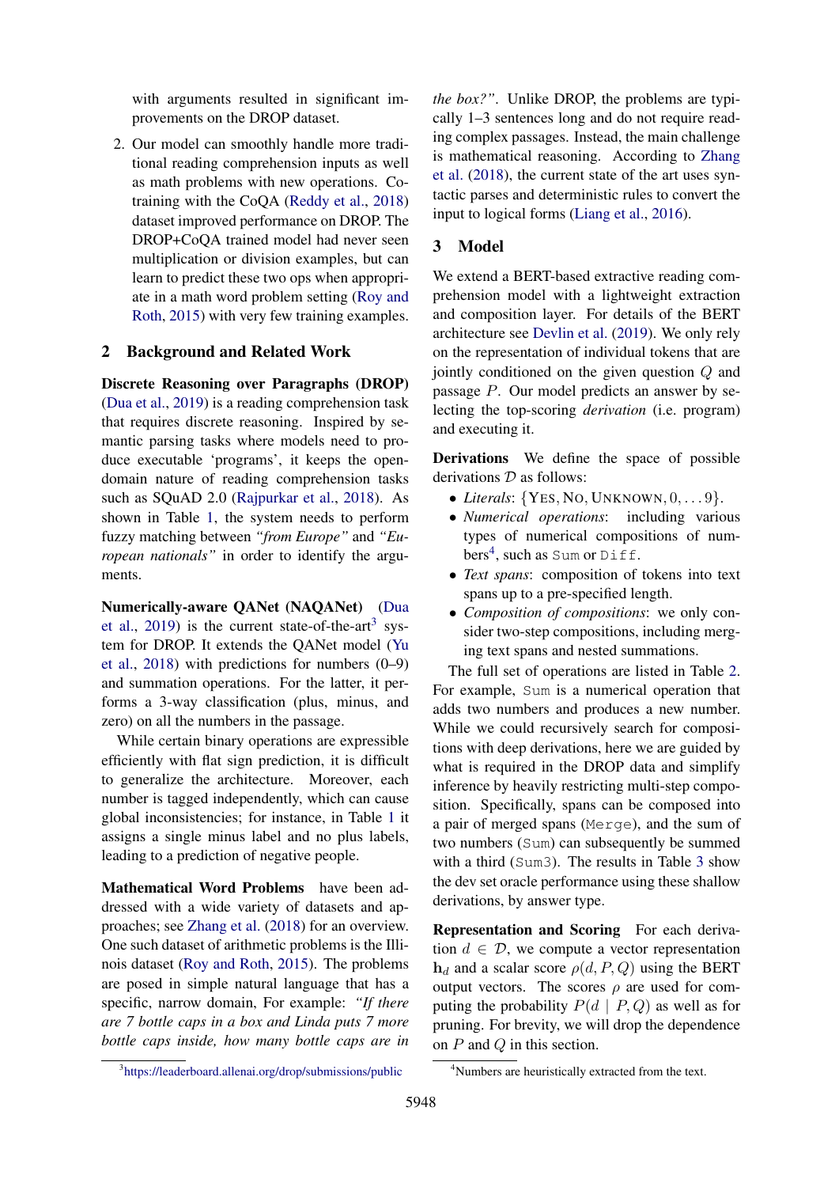with arguments resulted in significant improvements on the DROP dataset.

2. Our model can smoothly handle more traditional reading comprehension inputs as well as math problems with new operations. Co-training with the CoQA (Reddy et al., 2018) dataset improved performance on DROP. The DROP+CoQA trained model had never seen multiplication or division examples, but can learn to predict these two ops when appropriate in a math word problem setting (Roy and Roth, 2015) with very few training examples.

## 2 Background and Related Work

**Discrete Reasoning over Paragraphs (DROP)** (Dua et al., 2019) is a reading comprehension task that requires discrete reasoning. Inspired by semantic parsing tasks where models need to produce executable 'programs', it keeps the open-domain nature of reading comprehension tasks such as SQuAD 2.0 (Rajpurkar et al., 2018). As shown in Table 1, the system needs to perform fuzzy matching between *"from Europe"* and *"European nationals"* in order to identify the arguments.

**Numerically-aware QANet (NAQANet)** (Dua et al., 2019) is the current state-of-the-art[3] system for DROP. It extends the QANet model (Yu et al., 2018) with predictions for numbers (0–9) and summation operations. For the latter, it performs a 3-way classification (plus, minus, and zero) on all the numbers in the passage.

While certain binary operations are expressible efficiently with flat sign prediction, it is difficult to generalize the architecture. Moreover, each number is tagged independently, which can cause global inconsistencies; for instance, in Table 1 it assigns a single minus label and no plus labels, leading to a prediction of negative people.

**Mathematical Word Problems** have been addressed with a wide variety of datasets and approaches; see Zhang et al. (2018) for an overview. One such dataset of arithmetic problems is the Illinois dataset (Roy and Roth, 2015). The problems are posed in simple natural language that has a specific, narrow domain, For example: *"If there are 7 bottle caps in a box and Linda puts 7 more bottle caps inside, how many bottle caps are in the box?"*. Unlike DROP, the problems are typically 1–3 sentences long and do not require reading complex passages. Instead, the main challenge is mathematical reasoning. According to Zhang et al. (2018), the current state of the art uses syntactic parses and deterministic rules to convert the input to logical forms (Liang et al., 2016).

## 3 Model

We extend a BERT-based extractive reading comprehension model with a lightweight extraction and composition layer. For details of the BERT architecture see Devlin et al. (2019). We only rely on the representation of individual tokens that are jointly conditioned on the given question $Q$ and passage $P$. Our model predicts an answer by selecting the top-scoring *derivation* (i.e. program) and executing it.

**Derivations** We define the space of possible derivations $\mathcal{D}$ as follows:

- *Literals*: {YES, NO, UNKNOWN, 0, ... 9}.
- *Numerical operations*: including various types of numerical compositions of numbers[4], such as `Sum` or `Diff`.
- *Text spans*: composition of tokens into text spans up to a pre-specified length.
- *Composition of compositions*: we only consider two-step compositions, including merging text spans and nested summations.

The full set of operations are listed in Table 2. For example, `Sum` is a numerical operation that adds two numbers and produces a new number. While we could recursively search for compositions with deep derivations, here we are guided by what is required in the DROP data and simplify inference by heavily restricting multi-step composition. Specifically, spans can be composed into a pair of merged spans (`Merge`), and the sum of two numbers (`Sum`) can subsequently be summed with a third (`Sum3`). The results in Table 3 show the dev set oracle performance using these shallow derivations, by answer type.

**Representation and Scoring** For each derivation $d \in \mathcal{D}$, we compute a vector representation $\mathbf{h}_d$ and a scalar score $\rho(d, P, Q)$ using the BERT output vectors. The scores $\rho$ are used for computing the probability $P(d \mid P, Q)$ as well as for pruning. For brevity, we will drop the dependence on $P$ and $Q$ in this section.

[3] https://leaderboard.allenai.org/drop/submissions/public

[4] Numbers are heuristically extracted from the text.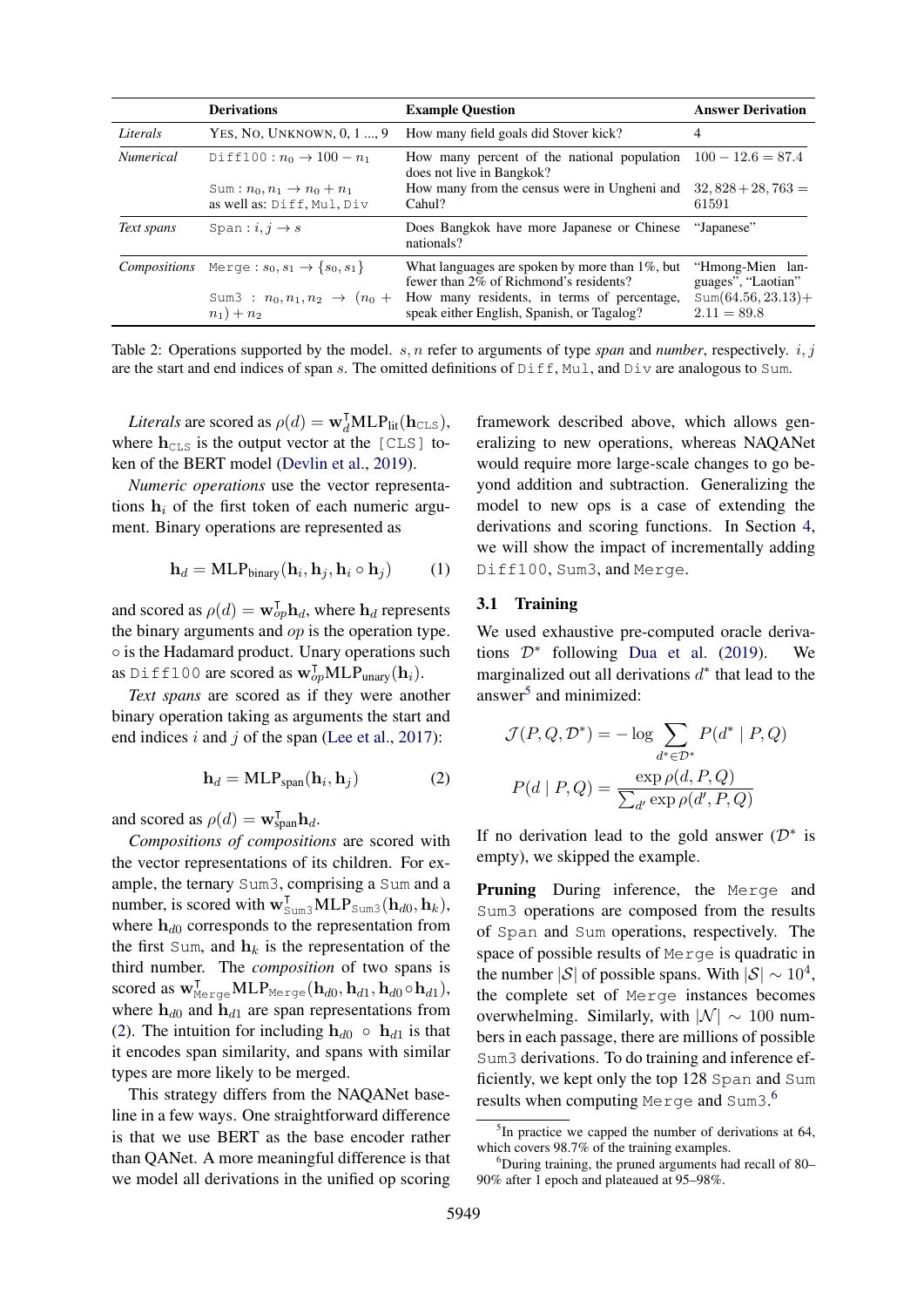| | Derivations | Example Question | Answer Derivation |
|---|---|---|---|
| *Literals* | YES, NO, UNKNOWN, 0, 1 ..., 9 | How many field goals did Stover kick? | 4 |
| *Numerical* | `Diff100` : $n_0 \rightarrow 100 - n_1$ | How many percent of the national population does not live in Bangkok? | $100 - 12.6 = 87.4$ |
| | `Sum` : $n_0, n_1 \rightarrow n_0 + n_1$ as well as: `Diff`, `Mul`, `Div` | How many from the census were in Ungheni and Cahul? | $32,828 + 28,763 = 61591$ |
| *Text spans* | `Span` : $i, j \rightarrow s$ | Does Bangkok have more Japanese or Chinese nationals? | "Japanese" |
| *Compositions* | `Merge` : $s_0, s_1 \rightarrow \{s_0, s_1\}$ | What languages are spoken by more than 1%, but fewer than 2% of Richmond's residents? | "Hmong-Mien languages", "Laotian" |
| | `Sum3` : $n_0, n_1, n_2 \rightarrow (n_0 + n_1) + n_2$ | How many residents, in terms of percentage, speak either English, Spanish, or Tagalog? | `Sum`$(64.56, 23.13) + 2.11 = 89.8$ |

Table 2: Operations supported by the model. $s, n$ refer to arguments of type *span* and *number*, respectively. $i, j$ are the start and end indices of span $s$. The omitted definitions of `Diff`, `Mul`, and `Div` are analogous to `Sum`.

*Literals* are scored as $\rho(d) = \mathbf{w}_d^\intercal \text{MLP}_{\text{lit}}(\mathbf{h}_{\text{CLS}})$, where $\mathbf{h}_{\text{CLS}}$ is the output vector at the `[CLS]` token of the BERT model (Devlin et al., 2019).

*Numeric operations* use the vector representations $\mathbf{h}_i$ of the first token of each numeric argument. Binary operations are represented as

$$\mathbf{h}_d = \text{MLP}_{\text{binary}}(\mathbf{h}_i, \mathbf{h}_j, \mathbf{h}_i \circ \mathbf{h}_j) \tag{1}$$

and scored as $\rho(d) = \mathbf{w}_{op}^\intercal \mathbf{h}_d$, where $\mathbf{h}_d$ represents the binary arguments and $op$ is the operation type. $\circ$ is the Hadamard product. Unary operations such as `Diff100` are scored as $\mathbf{w}_{op}^\intercal \text{MLP}_{\text{unary}}(\mathbf{h}_i)$.

*Text spans* are scored as if they were another binary operation taking as arguments the start and end indices $i$ and $j$ of the span (Lee et al., 2017):

$$\mathbf{h}_d = \text{MLP}_{\text{span}}(\mathbf{h}_i, \mathbf{h}_j) \tag{2}$$

and scored as $\rho(d) = \mathbf{w}_{\text{span}}^\intercal \mathbf{h}_d$.

*Compositions of compositions* are scored with the vector representations of its children. For example, the ternary `Sum3`, comprising a `Sum` and a number, is scored with $\mathbf{w}_{\texttt{Sum3}}^\intercal \text{MLP}_{\texttt{Sum3}}(\mathbf{h}_{d0}, \mathbf{h}_k)$, where $\mathbf{h}_{d0}$ corresponds to the representation from the first `Sum`, and $\mathbf{h}_k$ is the representation of the third number. The *composition* of two spans is scored as $\mathbf{w}_{\texttt{Merge}}^\intercal \text{MLP}_{\texttt{Merge}}(\mathbf{h}_{d0}, \mathbf{h}_{d1}, \mathbf{h}_{d0} \circ \mathbf{h}_{d1})$, where $\mathbf{h}_{d0}$ and $\mathbf{h}_{d1}$ are span representations from (2). The intuition for including $\mathbf{h}_{d0} \circ \mathbf{h}_{d1}$ is that it encodes span similarity, and spans with similar types are more likely to be merged.

This strategy differs from the NAQANet baseline in a few ways. One straightforward difference is that we use BERT as the base encoder rather than QANet. A more meaningful difference is that we model all derivations in the unified op scoring framework described above, which allows generalizing to new operations, whereas NAQANet would require more large-scale changes to go beyond addition and subtraction. Generalizing the model to new ops is a case of extending the derivations and scoring functions. In Section 4, we will show the impact of incrementally adding `Diff100`, `Sum3`, and `Merge`.

### 3.1 Training

We used exhaustive pre-computed oracle derivations $\mathcal{D}^*$ following Dua et al. (2019). We marginalized out all derivations $d^*$ that lead to the answer[5] and minimized:

$$\mathcal{J}(P, Q, \mathcal{D}^*) = -\log \sum_{d^* \in \mathcal{D}^*} P(d^* \mid P, Q)$$

$$P(d \mid P, Q) = \frac{\exp \rho(d, P, Q)}{\sum_{d'} \exp \rho(d', P, Q)}$$

If no derivation lead to the gold answer ($\mathcal{D}^*$ is empty), we skipped the example.

**Pruning** During inference, the `Merge` and `Sum3` operations are composed from the results of `Span` and `Sum` operations, respectively. The space of possible results of `Merge` is quadratic in the number $|\mathcal{S}|$ of possible spans. With $|\mathcal{S}| \sim 10^4$, the complete set of `Merge` instances becomes overwhelming. Similarly, with $|\mathcal{N}| \sim 100$ numbers in each passage, there are millions of possible `Sum3` derivations. To do training and inference efficiently, we kept only the top 128 `Span` and `Sum` results when computing `Merge` and `Sum3`.[6]

[5] In practice we capped the number of derivations at 64, which covers 98.7% of the training examples.

[6] During training, the pruned arguments had recall of 80–90% after 1 epoch and plateaued at 95–98%.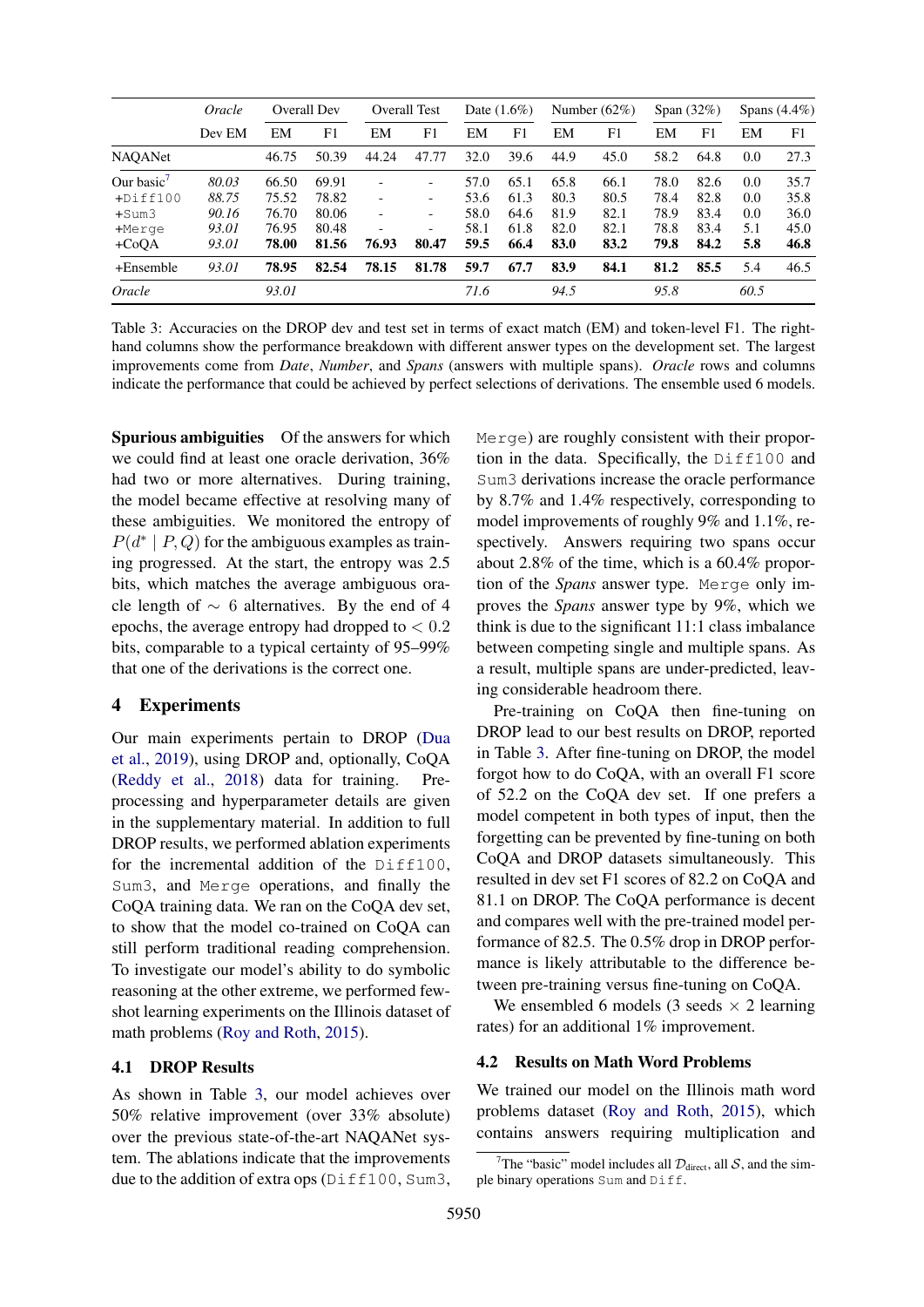| | *Oracle* | Overall Dev | | Overall Test | | Date (1.6%) | | Number (62%) | | Span (32%) | | Spans (4.4%) | |
|---|---|---|---|---|---|---|---|---|---|---|---|---|---|
| | Dev EM | EM | F1 | EM | F1 | EM | F1 | EM | F1 | EM | F1 | EM | F1 |
| NAQANet | | 46.75 | 50.39 | 44.24 | 47.77 | 32.0 | 39.6 | 44.9 | 45.0 | 58.2 | 64.8 | 0.0 | 27.3 |
| Our basic[7] | *80.03* | 66.50 | 69.91 | - | - | 57.0 | 65.1 | 65.8 | 66.1 | 78.0 | 82.6 | 0.0 | 35.7 |
| +Diff100 | *88.75* | 75.52 | 78.82 | - | - | 53.6 | 61.3 | 80.3 | 80.5 | 78.4 | 82.8 | 0.0 | 35.8 |
| +Sum3 | *90.16* | 76.70 | 80.06 | - | - | 58.0 | 64.6 | 81.9 | 82.1 | 78.9 | 83.4 | 0.0 | 36.0 |
| +Merge | *93.01* | 76.95 | 80.48 | - | - | 58.1 | 61.8 | 82.0 | 82.1 | 78.8 | 83.4 | 5.1 | 45.0 |
| +CoQA | *93.01* | **78.00** | **81.56** | **76.93** | **80.47** | **59.5** | **66.4** | **83.0** | **83.2** | **79.8** | **84.2** | **5.8** | **46.8** |
| +Ensemble | *93.01* | **78.95** | **82.54** | **78.15** | **81.78** | **59.7** | **67.7** | **83.9** | **84.1** | **81.2** | **85.5** | 5.4 | 46.5 |
| *Oracle* | | *93.01* | | | | *71.6* | | *94.5* | | *95.8* | | *60.5* | |

Table 3: Accuracies on the DROP dev and test set in terms of exact match (EM) and token-level F1. The right-hand columns show the performance breakdown with different answer types on the development set. The largest improvements come from *Date*, *Number*, and *Spans* (answers with multiple spans). *Oracle* rows and columns indicate the performance that could be achieved by perfect selections of derivations. The ensemble used 6 models.

**Spurious ambiguities** Of the answers for which we could find at least one oracle derivation, 36% had two or more alternatives. During training, the model became effective at resolving many of these ambiguities. We monitored the entropy of $P(d^* \mid P, Q)$ for the ambiguous examples as training progressed. At the start, the entropy was 2.5 bits, which matches the average ambiguous oracle length of $\sim$ 6 alternatives. By the end of 4 epochs, the average entropy had dropped to $< 0.2$ bits, comparable to a typical certainty of 95–99% that one of the derivations is the correct one.

## 4 Experiments

Our main experiments pertain to DROP (Dua et al., 2019), using DROP and, optionally, CoQA (Reddy et al., 2018) data for training. Pre-processing and hyperparameter details are given in the supplementary material. In addition to full DROP results, we performed ablation experiments for the incremental addition of the Diff100, Sum3, and Merge operations, and finally the CoQA training data. We ran on the CoQA dev set, to show that the model co-trained on CoQA can still perform traditional reading comprehension. To investigate our model's ability to do symbolic reasoning at the other extreme, we performed few-shot learning experiments on the Illinois dataset of math problems (Roy and Roth, 2015).

### 4.1 DROP Results

As shown in Table 3, our model achieves over 50% relative improvement (over 33% absolute) over the previous state-of-the-art NAQANet system. The ablations indicate that the improvements due to the addition of extra ops (Diff100, Sum3, Merge) are roughly consistent with their proportion in the data. Specifically, the Diff100 and Sum3 derivations increase the oracle performance by 8.7% and 1.4% respectively, corresponding to model improvements of roughly 9% and 1.1%, respectively. Answers requiring two spans occur about 2.8% of the time, which is a 60.4% proportion of the *Spans* answer type. Merge only improves the *Spans* answer type by 9%, which we think is due to the significant 11:1 class imbalance between competing single and multiple spans. As a result, multiple spans are under-predicted, leaving considerable headroom there.

Pre-training on CoQA then fine-tuning on DROP lead to our best results on DROP, reported in Table 3. After fine-tuning on DROP, the model forgot how to do CoQA, with an overall F1 score of 52.2 on the CoQA dev set. If one prefers a model competent in both types of input, then the forgetting can be prevented by fine-tuning on both CoQA and DROP datasets simultaneously. This resulted in dev set F1 scores of 82.2 on CoQA and 81.1 on DROP. The CoQA performance is decent and compares well with the pre-trained model performance of 82.5. The 0.5% drop in DROP performance is likely attributable to the difference between pre-training versus fine-tuning on CoQA.

We ensembled 6 models (3 seeds $\times$ 2 learning rates) for an additional 1% improvement.

### 4.2 Results on Math Word Problems

We trained our model on the Illinois math word problems dataset (Roy and Roth, 2015), which contains answers requiring multiplication and

[7] The "basic" model includes all $\mathcal{D}_{\text{direct}}$, all $\mathcal{S}$, and the simple binary operations Sum and Diff.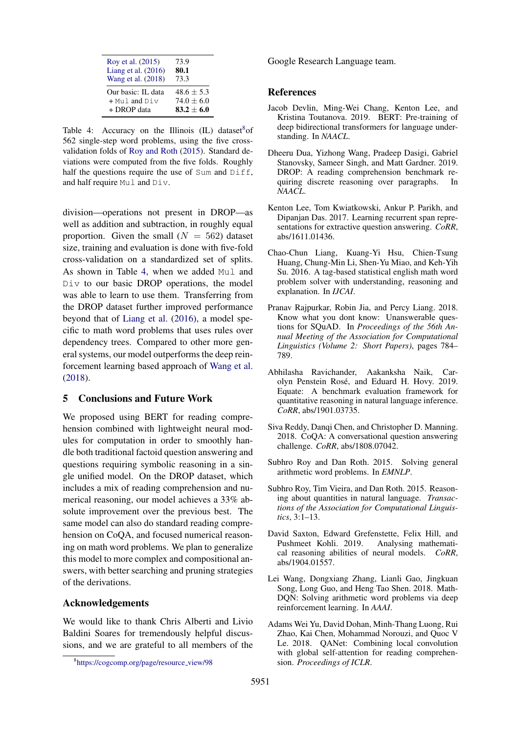| | |
|---|---|
| Roy et al. (2015) | 73.9 |
| Liang et al. (2016) | **80.1** |
| Wang et al. (2018) | 73.3 |
| Our basic: IL data | 48.6 ± 5.3 |
| + Mul and Div | 74.0 ± 6.0 |
| + DROP data | **83.2** ± **6.0** |

Table 4: Accuracy on the Illinois (IL) dataset[8] of 562 single-step word problems, using the five cross-validation folds of Roy and Roth (2015). Standard deviations were computed from the five folds. Roughly half the questions require the use of Sum and Diff, and half require Mul and Div.

division—operations not present in DROP—as well as addition and subtraction, in roughly equal proportion. Given the small ($N = 562$) dataset size, training and evaluation is done with five-fold cross-validation on a standardized set of splits. As shown in Table 4, when we added Mul and Div to our basic DROP operations, the model was able to learn to use them. Transferring from the DROP dataset further improved performance beyond that of Liang et al. (2016), a model specific to math word problems that uses rules over dependency trees. Compared to other more general systems, our model outperforms the deep reinforcement learning based approach of Wang et al. (2018).

## 5 Conclusions and Future Work

We proposed using BERT for reading comprehension combined with lightweight neural modules for computation in order to smoothly handle both traditional factoid question answering and questions requiring symbolic reasoning in a single unified model. On the DROP dataset, which includes a mix of reading comprehension and numerical reasoning, our model achieves a 33% absolute improvement over the previous best. The same model can also do standard reading comprehension on CoQA, and focused numerical reasoning on math word problems. We plan to generalize this model to more complex and compositional answers, with better searching and pruning strategies of the derivations.

## Acknowledgements

We would like to thank Chris Alberti and Livio Baldini Soares for tremendously helpful discussions, and we are grateful to all members of the Google Research Language team.

[8] https://cogcomp.org/page/resource_view/98

## References

Jacob Devlin, Ming-Wei Chang, Kenton Lee, and Kristina Toutanova. 2019. BERT: Pre-training of deep bidirectional transformers for language understanding. In *NAACL*.

Dheeru Dua, Yizhong Wang, Pradeep Dasigi, Gabriel Stanovsky, Sameer Singh, and Matt Gardner. 2019. DROP: A reading comprehension benchmark requiring discrete reasoning over paragraphs. In *NAACL*.

Kenton Lee, Tom Kwiatkowski, Ankur P. Parikh, and Dipanjan Das. 2017. Learning recurrent span representations for extractive question answering. *CoRR*, abs/1611.01436.

Chao-Chun Liang, Kuang-Yi Hsu, Chien-Tsung Huang, Chung-Min Li, Shen-Yu Miao, and Keh-Yih Su. 2016. A tag-based statistical english math word problem solver with understanding, reasoning and explanation. In *IJCAI*.

Pranav Rajpurkar, Robin Jia, and Percy Liang. 2018. Know what you dont know: Unanswerable questions for SQuAD. In *Proceedings of the 56th Annual Meeting of the Association for Computational Linguistics (Volume 2: Short Papers)*, pages 784–789.

Abhilasha Ravichander, Aakanksha Naik, Carolyn Penstein Rosé, and Eduard H. Hovy. 2019. Equate: A benchmark evaluation framework for quantitative reasoning in natural language inference. *CoRR*, abs/1901.03735.

Siva Reddy, Danqi Chen, and Christopher D. Manning. 2018. CoQA: A conversational question answering challenge. *CoRR*, abs/1808.07042.

Subhro Roy and Dan Roth. 2015. Solving general arithmetic word problems. In *EMNLP*.

Subhro Roy, Tim Vieira, and Dan Roth. 2015. Reasoning about quantities in natural language. *Transactions of the Association for Computational Linguistics*, 3:1–13.

David Saxton, Edward Grefenstette, Felix Hill, and Pushmeet Kohli. 2019. Analysing mathematical reasoning abilities of neural models. *CoRR*, abs/1904.01557.

Lei Wang, Dongxiang Zhang, Lianli Gao, Jingkuan Song, Long Guo, and Heng Tao Shen. 2018. MathDQN: Solving arithmetic word problems via deep reinforcement learning. In *AAAI*.

Adams Wei Yu, David Dohan, Minh-Thang Luong, Rui Zhao, Kai Chen, Mohammad Norouzi, and Quoc V Le. 2018. QANet: Combining local convolution with global self-attention for reading comprehension. *Proceedings of ICLR*.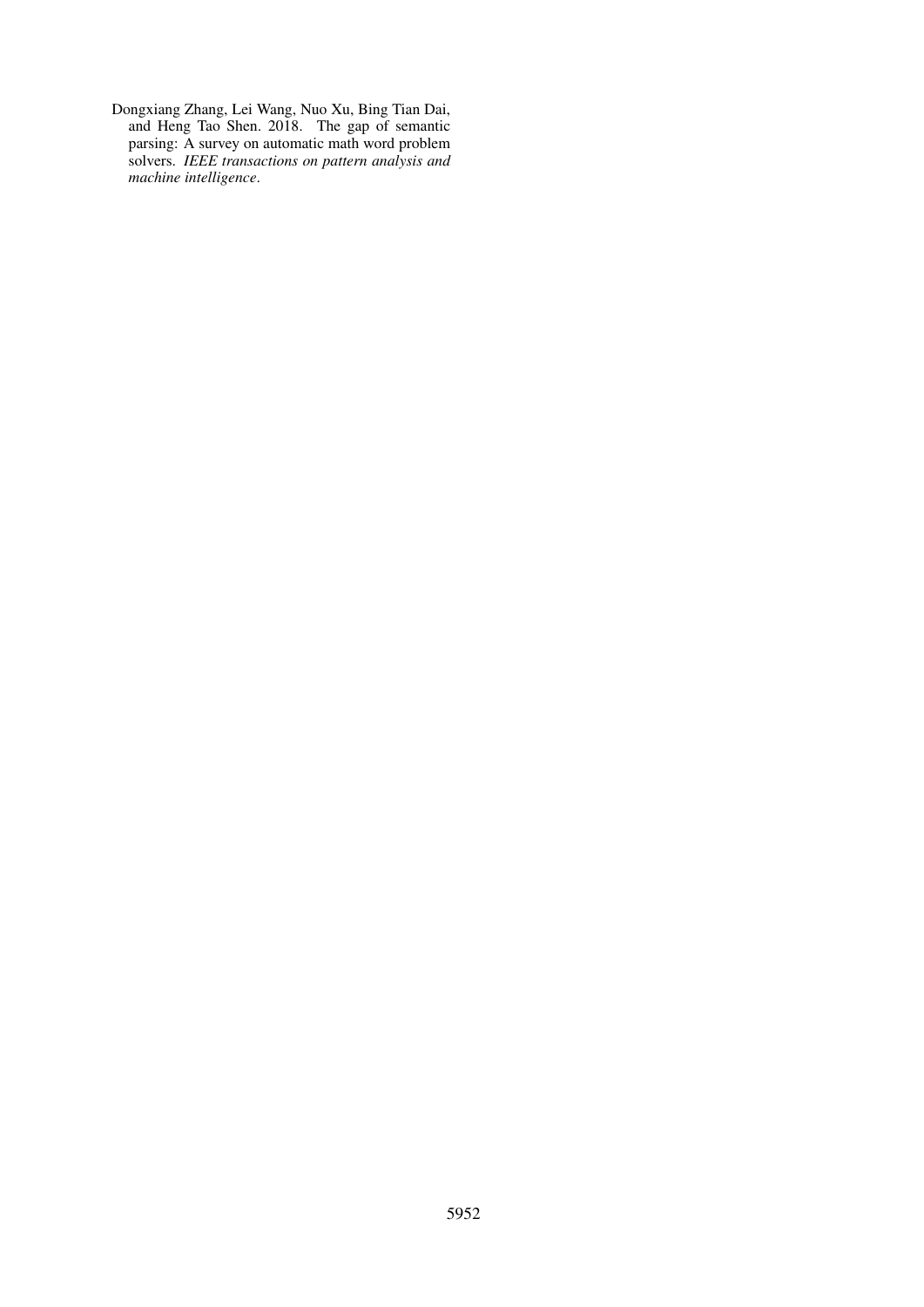Dongxiang Zhang, Lei Wang, Nuo Xu, Bing Tian Dai, and Heng Tao Shen. 2018. The gap of semantic parsing: A survey on automatic math word problem solvers. *IEEE transactions on pattern analysis and machine intelligence*.